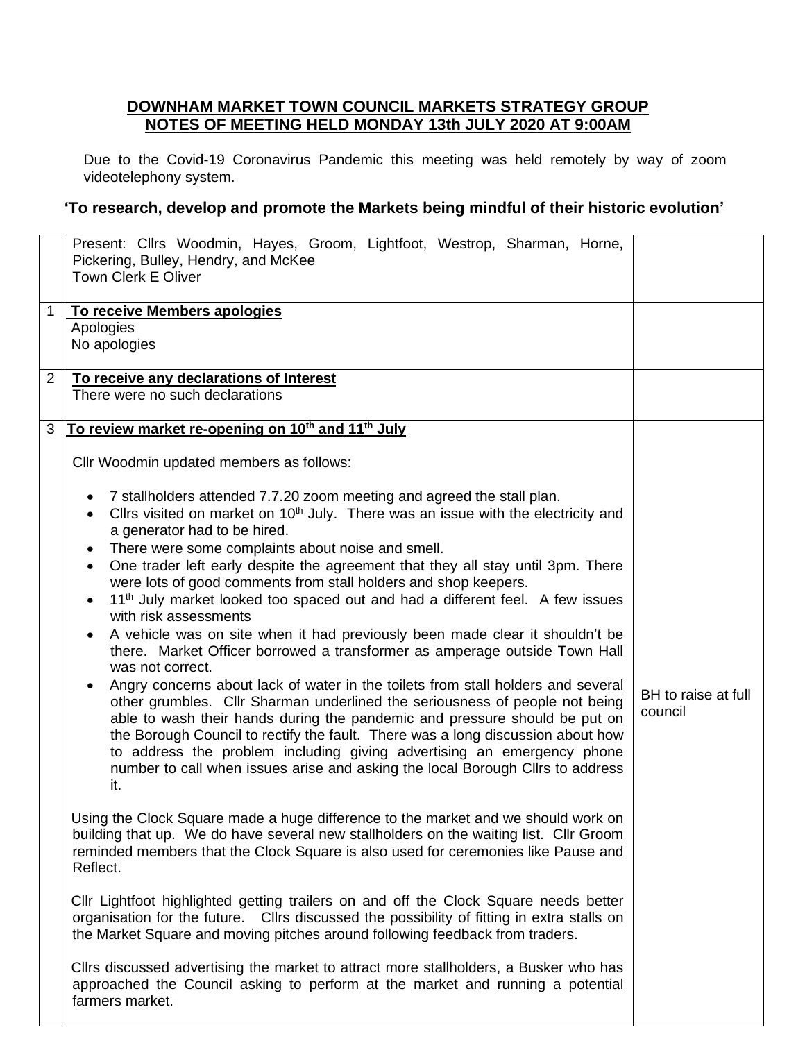**DOWNHAM MARKET TOWN COUNCIL MARKETS STRATEGY GROUP**
**NOTES OF MEETING HELD MONDAY 13th JULY 2020 AT 9:00AM**

Due to the Covid-19 Coronavirus Pandemic this meeting was held remotely by way of zoom videotelephony system.

**'To research, develop and promote the Markets being mindful of their historic evolution'**

| | | |
|---|---|---|
| | Present: Cllrs Woodmin, Hayes, Groom, Lightfoot, Westrop, Sharman, Horne, Pickering, Bulley, Hendry, and McKee<br>Town Clerk E Oliver | |
| 1 | **To receive Members apologies**<br>Apologies<br>No apologies | |
| 2 | **To receive any declarations of Interest**<br>There were no such declarations | |
| 3 | **To review market re-opening on 10th and 11th July**<br><br>Cllr Woodmin updated members as follows:<br><br>• 7 stallholders attended 7.7.20 zoom meeting and agreed the stall plan.<br>• Cllrs visited on market on 10th July. There was an issue with the electricity and a generator had to be hired.<br>• There were some complaints about noise and smell.<br>• One trader left early despite the agreement that they all stay until 3pm. There were lots of good comments from stall holders and shop keepers.<br>• 11th July market looked too spaced out and had a different feel. A few issues with risk assessments<br>• A vehicle was on site when it had previously been made clear it shouldn't be there. Market Officer borrowed a transformer as amperage outside Town Hall was not correct.<br>• Angry concerns about lack of water in the toilets from stall holders and several other grumbles. Cllr Sharman underlined the seriousness of people not being able to wash their hands during the pandemic and pressure should be put on the Borough Council to rectify the fault. There was a long discussion about how to address the problem including giving advertising an emergency phone number to call when issues arise and asking the local Borough Cllrs to address it.<br><br>Using the Clock Square made a huge difference to the market and we should work on building that up. We do have several new stallholders on the waiting list. Cllr Groom reminded members that the Clock Square is also used for ceremonies like Pause and Reflect.<br><br>Cllr Lightfoot highlighted getting trailers on and off the Clock Square needs better organisation for the future. Cllrs discussed the possibility of fitting in extra stalls on the Market Square and moving pitches around following feedback from traders.<br><br>Cllrs discussed advertising the market to attract more stallholders, a Busker who has approached the Council asking to perform at the market and running a potential farmers market. | BH to raise at full council |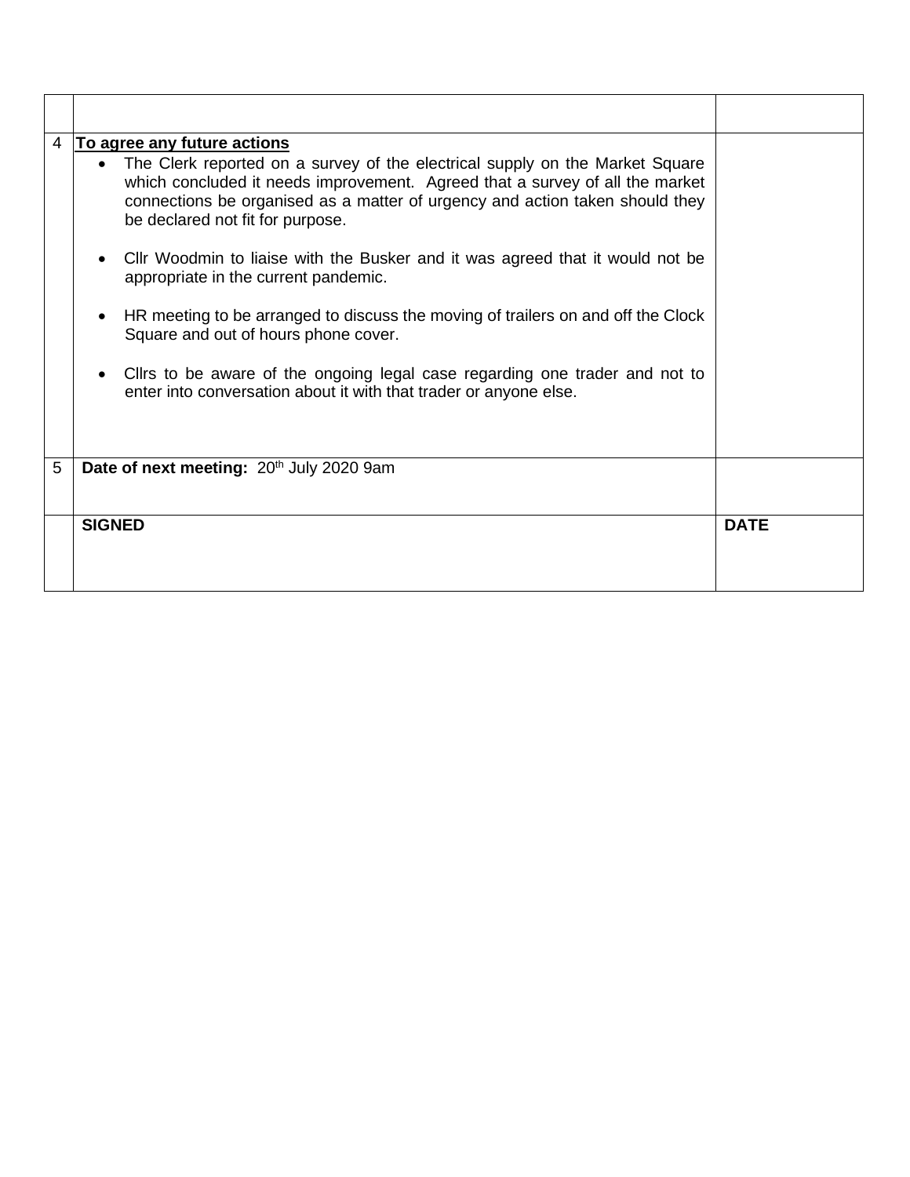| | | |
|---|---|---|
| | | |
| 4 | **To agree any future actions**<br>• The Clerk reported on a survey of the electrical supply on the Market Square which concluded it needs improvement. Agreed that a survey of all the market connections be organised as a matter of urgency and action taken should they be declared not fit for purpose.<br>• Cllr Woodmin to liaise with the Busker and it was agreed that it would not be appropriate in the current pandemic.<br>• HR meeting to be arranged to discuss the moving of trailers on and off the Clock Square and out of hours phone cover.<br>• Cllrs to be aware of the ongoing legal case regarding one trader and not to enter into conversation about it with that trader or anyone else. | |
| 5 | **Date of next meeting:** 20th July 2020 9am | |
| | **SIGNED** | **DATE** |